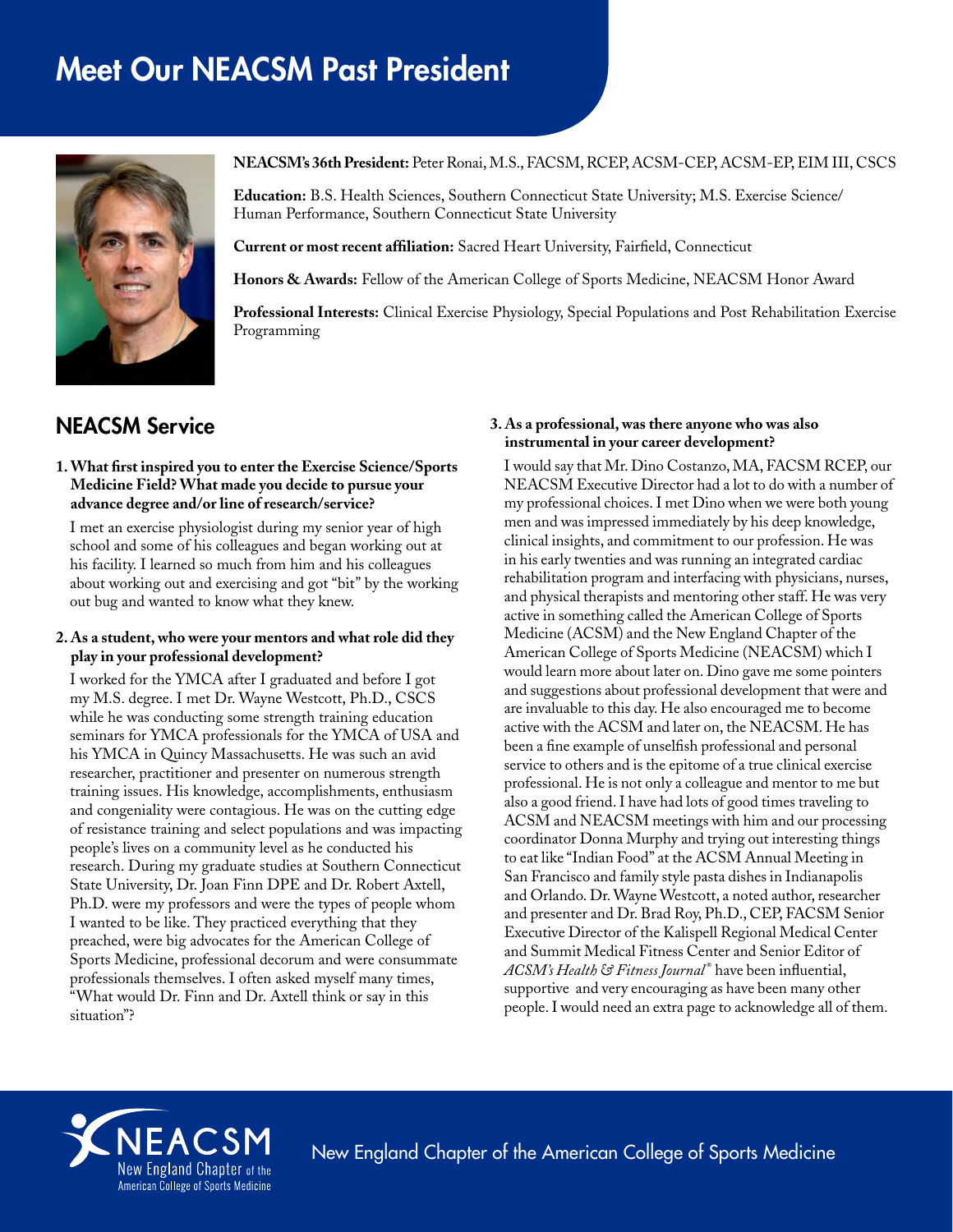# Meet Our NEACSM Past President

**NEACSM's 36th President:** Peter Ronai, M.S., FACSM, RCEP, ACSM-CEP, ACSM-EP, EIM III, CSCS

**Education:** B.S. Health Sciences, Southern Connecticut State University; M.S. Exercise Science/ Human Performance, Southern Connecticut State University

**Current or most recent affiliation:** Sacred Heart University, Fairfield, Connecticut

**Honors & Awards:** Fellow of the American College of Sports Medicine, NEACSM Honor Award

**Professional Interests:** Clinical Exercise Physiology, Special Populations and Post Rehabilitation Exercise Programming

## NEACSM Service

**1. What first inspired you to enter the Exercise Science/Sports Medicine Field? What made you decide to pursue your advance degree and/or line of research/service?**

I met an exercise physiologist during my senior year of high school and some of his colleagues and began working out at his facility. I learned so much from him and his colleagues about working out and exercising and got "bit" by the working out bug and wanted to know what they knew.

**2. As a student, who were your mentors and what role did they play in your professional development?**

I worked for the YMCA after I graduated and before I got my M.S. degree. I met Dr. Wayne Westcott, Ph.D., CSCS while he was conducting some strength training education seminars for YMCA professionals for the YMCA of USA and his YMCA in Quincy Massachusetts. He was such an avid researcher, practitioner and presenter on numerous strength training issues. His knowledge, accomplishments, enthusiasm and congeniality were contagious. He was on the cutting edge of resistance training and select populations and was impacting people's lives on a community level as he conducted his research. During my graduate studies at Southern Connecticut State University, Dr. Joan Finn DPE and Dr. Robert Axtell, Ph.D. were my professors and were the types of people whom I wanted to be like. They practiced everything that they preached, were big advocates for the American College of Sports Medicine, professional decorum and were consummate professionals themselves. I often asked myself many times, "What would Dr. Finn and Dr. Axtell think or say in this situation"?

**3. As a professional, was there anyone who was also instrumental in your career development?**

I would say that Mr. Dino Costanzo, MA, FACSM RCEP, our NEACSM Executive Director had a lot to do with a number of my professional choices. I met Dino when we were both young men and was impressed immediately by his deep knowledge, clinical insights, and commitment to our profession. He was in his early twenties and was running an integrated cardiac rehabilitation program and interfacing with physicians, nurses, and physical therapists and mentoring other staff. He was very active in something called the American College of Sports Medicine (ACSM) and the New England Chapter of the American College of Sports Medicine (NEACSM) which I would learn more about later on. Dino gave me some pointers and suggestions about professional development that were and are invaluable to this day. He also encouraged me to become active with the ACSM and later on, the NEACSM. He has been a fine example of unselfish professional and personal service to others and is the epitome of a true clinical exercise professional. He is not only a colleague and mentor to me but also a good friend. I have had lots of good times traveling to ACSM and NEACSM meetings with him and our processing coordinator Donna Murphy and trying out interesting things to eat like "Indian Food" at the ACSM Annual Meeting in San Francisco and family style pasta dishes in Indianapolis and Orlando. Dr. Wayne Westcott, a noted author, researcher and presenter and Dr. Brad Roy, Ph.D., CEP, FACSM Senior Executive Director of the Kalispell Regional Medical Center and Summit Medical Fitness Center and Senior Editor of *ACSM's Health & Fitness Journal®* have been influential, supportive and very encouraging as have been many other people. I would need an extra page to acknowledge all of them.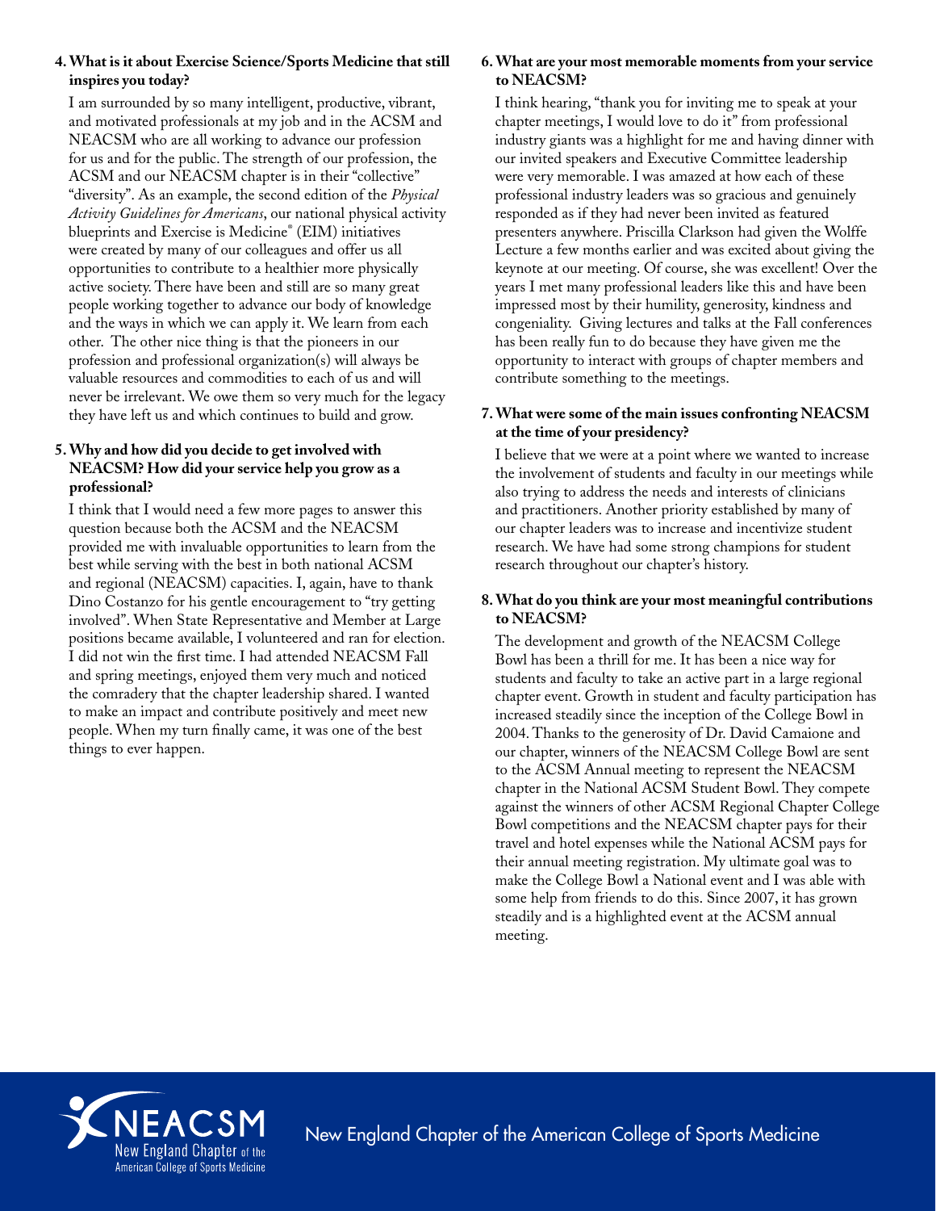**4. What is it about Exercise Science/Sports Medicine that still inspires you today?**

I am surrounded by so many intelligent, productive, vibrant, and motivated professionals at my job and in the ACSM and NEACSM who are all working to advance our profession for us and for the public. The strength of our profession, the ACSM and our NEACSM chapter is in their "collective" "diversity". As an example, the second edition of the *Physical Activity Guidelines for Americans*, our national physical activity blueprints and Exercise is Medicine® (EIM) initiatives were created by many of our colleagues and offer us all opportunities to contribute to a healthier more physically active society. There have been and still are so many great people working together to advance our body of knowledge and the ways in which we can apply it. We learn from each other. The other nice thing is that the pioneers in our profession and professional organization(s) will always be valuable resources and commodities to each of us and will never be irrelevant. We owe them so very much for the legacy they have left us and which continues to build and grow.

**5. Why and how did you decide to get involved with NEACSM? How did your service help you grow as a professional?**

I think that I would need a few more pages to answer this question because both the ACSM and the NEACSM provided me with invaluable opportunities to learn from the best while serving with the best in both national ACSM and regional (NEACSM) capacities. I, again, have to thank Dino Costanzo for his gentle encouragement to "try getting involved". When State Representative and Member at Large positions became available, I volunteered and ran for election. I did not win the first time. I had attended NEACSM Fall and spring meetings, enjoyed them very much and noticed the comradery that the chapter leadership shared. I wanted to make an impact and contribute positively and meet new people. When my turn finally came, it was one of the best things to ever happen.

**6. What are your most memorable moments from your service to NEACSM?**

I think hearing, "thank you for inviting me to speak at your chapter meetings, I would love to do it" from professional industry giants was a highlight for me and having dinner with our invited speakers and Executive Committee leadership were very memorable. I was amazed at how each of these professional industry leaders was so gracious and genuinely responded as if they had never been invited as featured presenters anywhere. Priscilla Clarkson had given the Wolffe Lecture a few months earlier and was excited about giving the keynote at our meeting. Of course, she was excellent! Over the years I met many professional leaders like this and have been impressed most by their humility, generosity, kindness and congeniality. Giving lectures and talks at the Fall conferences has been really fun to do because they have given me the opportunity to interact with groups of chapter members and contribute something to the meetings.

**7. What were some of the main issues confronting NEACSM at the time of your presidency?**

I believe that we were at a point where we wanted to increase the involvement of students and faculty in our meetings while also trying to address the needs and interests of clinicians and practitioners. Another priority established by many of our chapter leaders was to increase and incentivize student research. We have had some strong champions for student research throughout our chapter's history.

**8. What do you think are your most meaningful contributions to NEACSM?**

The development and growth of the NEACSM College Bowl has been a thrill for me. It has been a nice way for students and faculty to take an active part in a large regional chapter event. Growth in student and faculty participation has increased steadily since the inception of the College Bowl in 2004. Thanks to the generosity of Dr. David Camaione and our chapter, winners of the NEACSM College Bowl are sent to the ACSM Annual meeting to represent the NEACSM chapter in the National ACSM Student Bowl. They compete against the winners of other ACSM Regional Chapter College Bowl competitions and the NEACSM chapter pays for their travel and hotel expenses while the National ACSM pays for their annual meeting registration. My ultimate goal was to make the College Bowl a National event and I was able with some help from friends to do this. Since 2007, it has grown steadily and is a highlighted event at the ACSM annual meeting.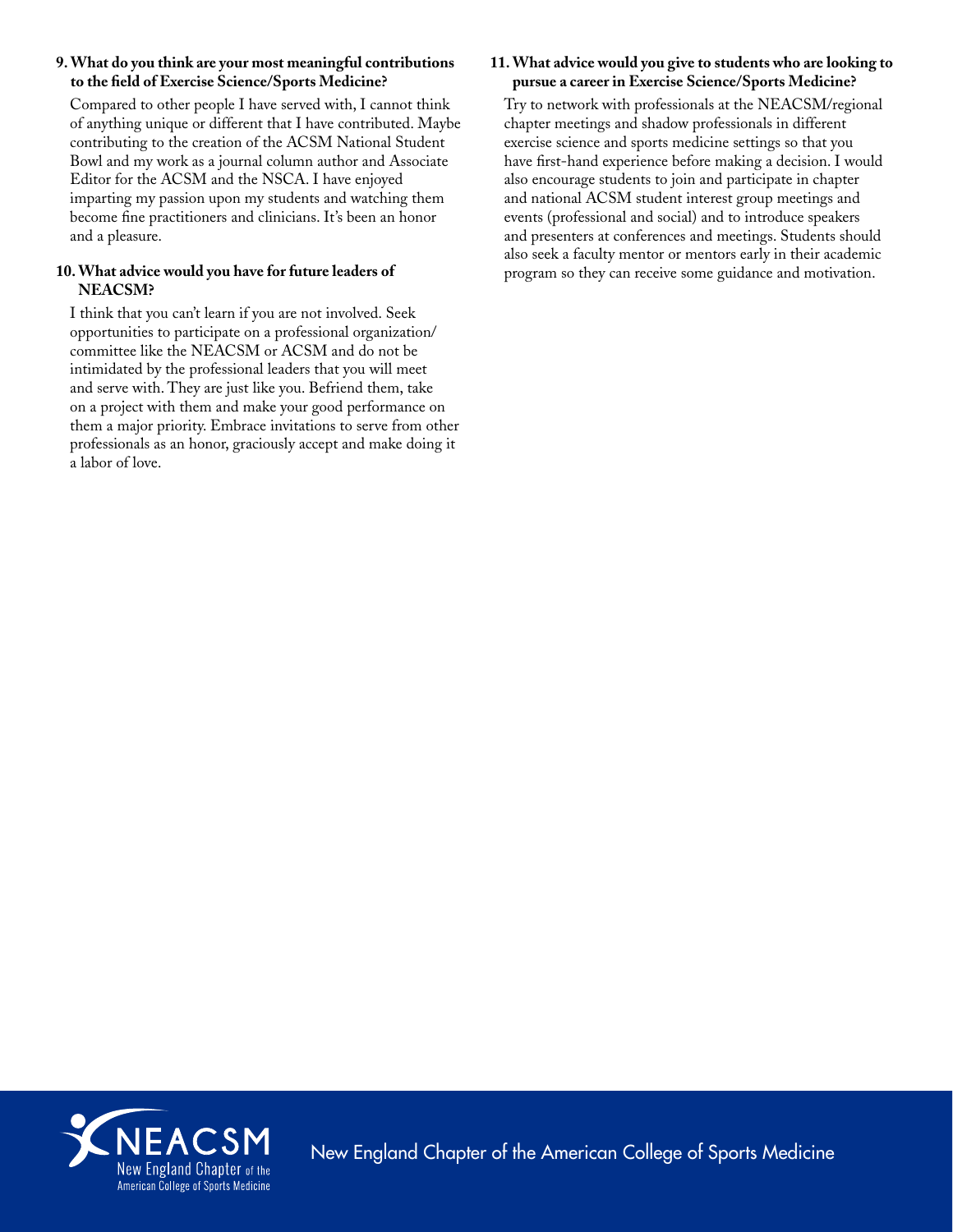**9. What do you think are your most meaningful contributions to the field of Exercise Science/Sports Medicine?**

Compared to other people I have served with, I cannot think of anything unique or different that I have contributed. Maybe contributing to the creation of the ACSM National Student Bowl and my work as a journal column author and Associate Editor for the ACSM and the NSCA. I have enjoyed imparting my passion upon my students and watching them become fine practitioners and clinicians. It's been an honor and a pleasure.

**10. What advice would you have for future leaders of NEACSM?**

I think that you can't learn if you are not involved. Seek opportunities to participate on a professional organization/committee like the NEACSM or ACSM and do not be intimidated by the professional leaders that you will meet and serve with. They are just like you. Befriend them, take on a project with them and make your good performance on them a major priority. Embrace invitations to serve from other professionals as an honor, graciously accept and make doing it a labor of love.

**11. What advice would you give to students who are looking to pursue a career in Exercise Science/Sports Medicine?**

Try to network with professionals at the NEACSM/regional chapter meetings and shadow professionals in different exercise science and sports medicine settings so that you have first-hand experience before making a decision. I would also encourage students to join and participate in chapter and national ACSM student interest group meetings and events (professional and social) and to introduce speakers and presenters at conferences and meetings. Students should also seek a faculty mentor or mentors early in their academic program so they can receive some guidance and motivation.